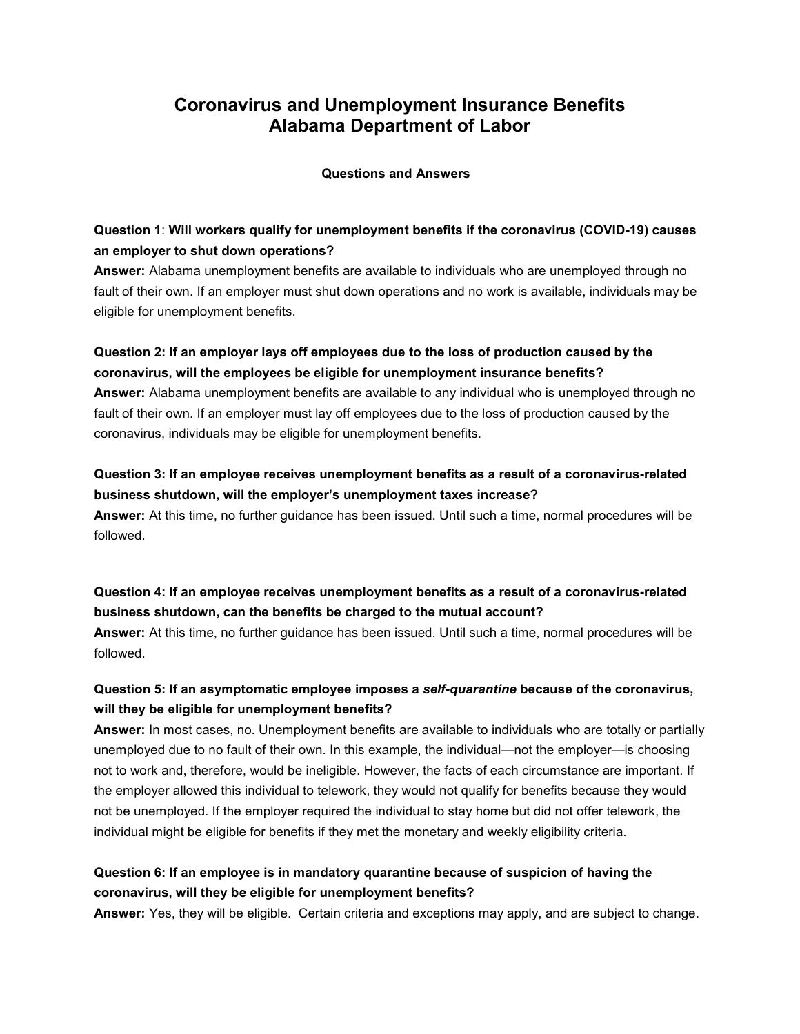# Coronavirus and Unemployment Insurance Benefits
# Alabama Department of Labor

**Questions and Answers**

**Question 1**: **Will workers qualify for unemployment benefits if the coronavirus (COVID-19) causes an employer to shut down operations?**
**Answer:** Alabama unemployment benefits are available to individuals who are unemployed through no fault of their own. If an employer must shut down operations and no work is available, individuals may be eligible for unemployment benefits.

**Question 2: If an employer lays off employees due to the loss of production caused by the coronavirus, will the employees be eligible for unemployment insurance benefits?**
**Answer:** Alabama unemployment benefits are available to any individual who is unemployed through no fault of their own. If an employer must lay off employees due to the loss of production caused by the coronavirus, individuals may be eligible for unemployment benefits.

**Question 3: If an employee receives unemployment benefits as a result of a coronavirus-related business shutdown, will the employer's unemployment taxes increase?**
**Answer:** At this time, no further guidance has been issued. Until such a time, normal procedures will be followed.

**Question 4: If an employee receives unemployment benefits as a result of a coronavirus-related business shutdown, can the benefits be charged to the mutual account?**
**Answer:** At this time, no further guidance has been issued. Until such a time, normal procedures will be followed.

**Question 5: If an asymptomatic employee imposes a *self-quarantine* because of the coronavirus, will they be eligible for unemployment benefits?**
**Answer:** In most cases, no. Unemployment benefits are available to individuals who are totally or partially unemployed due to no fault of their own. In this example, the individual—not the employer—is choosing not to work and, therefore, would be ineligible. However, the facts of each circumstance are important. If the employer allowed this individual to telework, they would not qualify for benefits because they would not be unemployed. If the employer required the individual to stay home but did not offer telework, the individual might be eligible for benefits if they met the monetary and weekly eligibility criteria.

**Question 6: If an employee is in mandatory quarantine because of suspicion of having the coronavirus, will they be eligible for unemployment benefits?**
**Answer:** Yes, they will be eligible. Certain criteria and exceptions may apply, and are subject to change.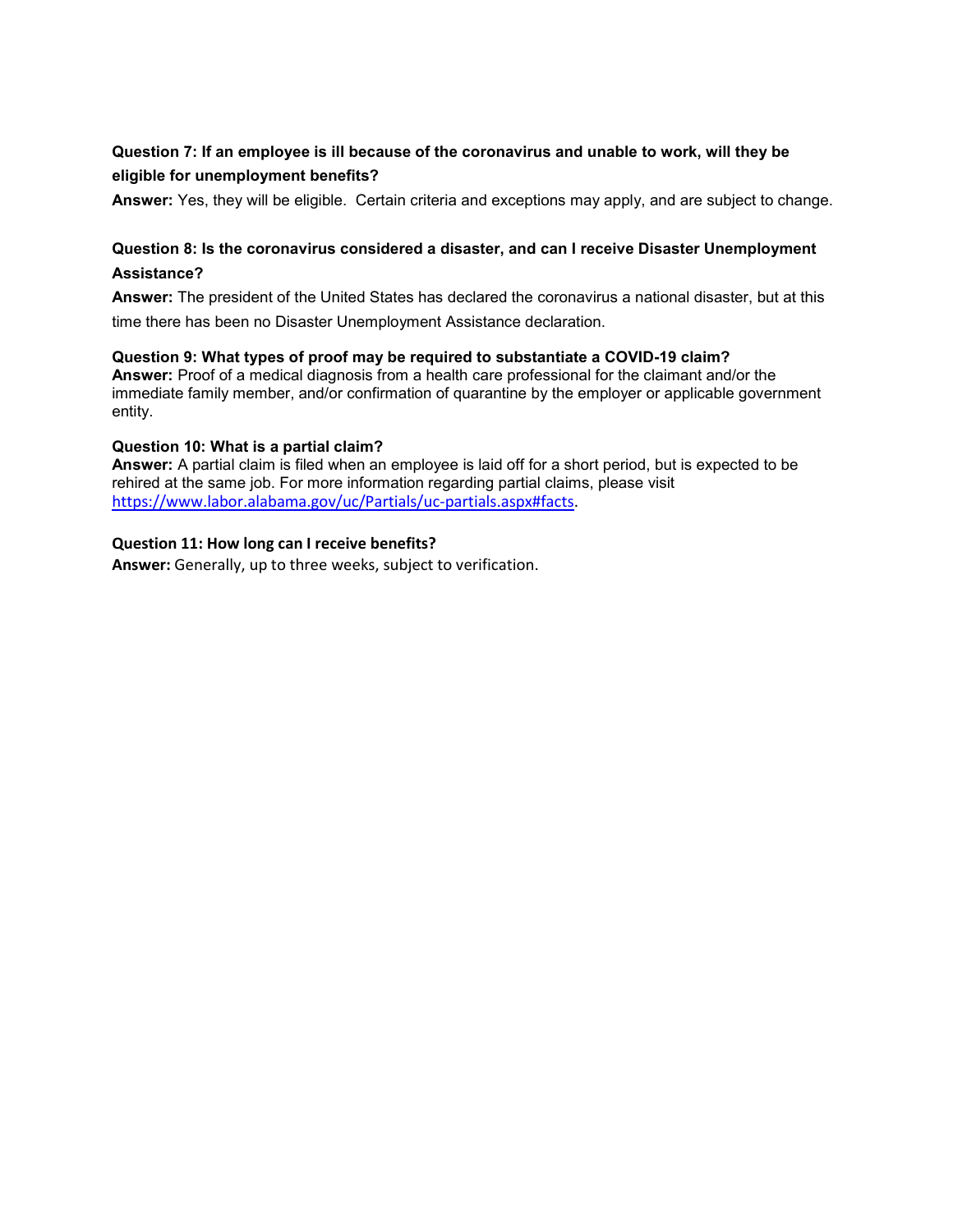**Question 7: If an employee is ill because of the coronavirus and unable to work, will they be eligible for unemployment benefits?**

**Answer:** Yes, they will be eligible. Certain criteria and exceptions may apply, and are subject to change.

**Question 8: Is the coronavirus considered a disaster, and can I receive Disaster Unemployment Assistance?**

**Answer:** The president of the United States has declared the coronavirus a national disaster, but at this time there has been no Disaster Unemployment Assistance declaration.

**Question 9: What types of proof may be required to substantiate a COVID-19 claim?**

**Answer:** Proof of a medical diagnosis from a health care professional for the claimant and/or the immediate family member, and/or confirmation of quarantine by the employer or applicable government entity.

**Question 10: What is a partial claim?**

**Answer:** A partial claim is filed when an employee is laid off for a short period, but is expected to be rehired at the same job. For more information regarding partial claims, please visit https://www.labor.alabama.gov/uc/Partials/uc-partials.aspx#facts.

**Question 11: How long can I receive benefits?**

**Answer:** Generally, up to three weeks, subject to verification.